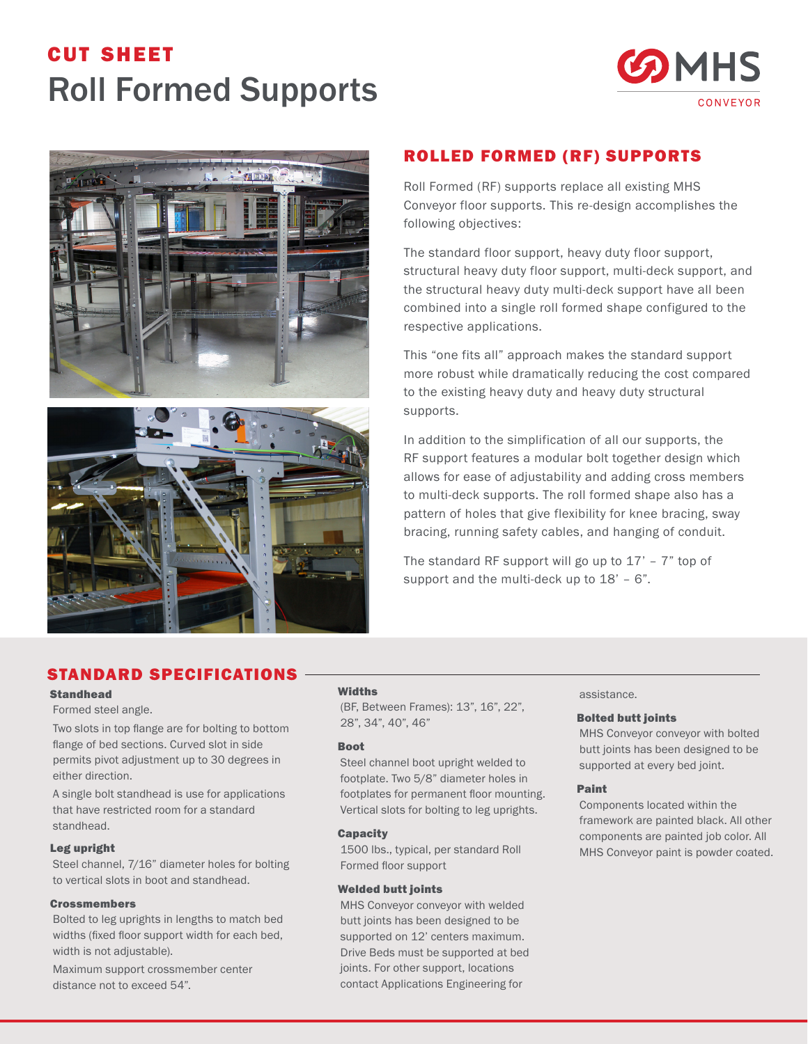# CUT SHEET

# Roll Formed Supports

MHS CONVEYOR

## ROLLED FORMED (RF) SUPPORTS

Roll Formed (RF) supports replace all existing MHS Conveyor floor supports. This re-design accomplishes the following objectives:

The standard floor support, heavy duty floor support, structural heavy duty floor support, multi-deck support, and the structural heavy duty multi-deck support have all been combined into a single roll formed shape configured to the respective applications.

This "one fits all" approach makes the standard support more robust while dramatically reducing the cost compared to the existing heavy duty and heavy duty structural supports.

In addition to the simplification of all our supports, the RF support features a modular bolt together design which allows for ease of adjustability and adding cross members to multi-deck supports. The roll formed shape also has a pattern of holes that give flexibility for knee bracing, sway bracing, running safety cables, and hanging of conduit.

The standard RF support will go up to 17' – 7" top of support and the multi-deck up to 18' – 6".

## STANDARD SPECIFICATIONS

### Standhead

Formed steel angle.

Two slots in top flange are for bolting to bottom flange of bed sections. Curved slot in side permits pivot adjustment up to 30 degrees in either direction.

A single bolt standhead is use for applications that have restricted room for a standard standhead.

### Leg upright

Steel channel, 7/16" diameter holes for bolting to vertical slots in boot and standhead.

### Crossmembers

Bolted to leg uprights in lengths to match bed widths (fixed floor support width for each bed, width is not adjustable).

Maximum support crossmember center distance not to exceed 54".

### Widths

(BF, Between Frames): 13", 16", 22", 28", 34", 40", 46"

### Boot

Steel channel boot upright welded to footplate. Two 5/8" diameter holes in footplates for permanent floor mounting. Vertical slots for bolting to leg uprights.

### Capacity

1500 lbs., typical, per standard Roll Formed floor support

### Welded butt joints

MHS Conveyor conveyor with welded butt joints has been designed to be supported on 12' centers maximum. Drive Beds must be supported at bed joints. For other support, locations contact Applications Engineering for assistance.

### Bolted butt joints

MHS Conveyor conveyor with bolted butt joints has been designed to be supported at every bed joint.

### Paint

Components located within the framework are painted black. All other components are painted job color. All MHS Conveyor paint is powder coated.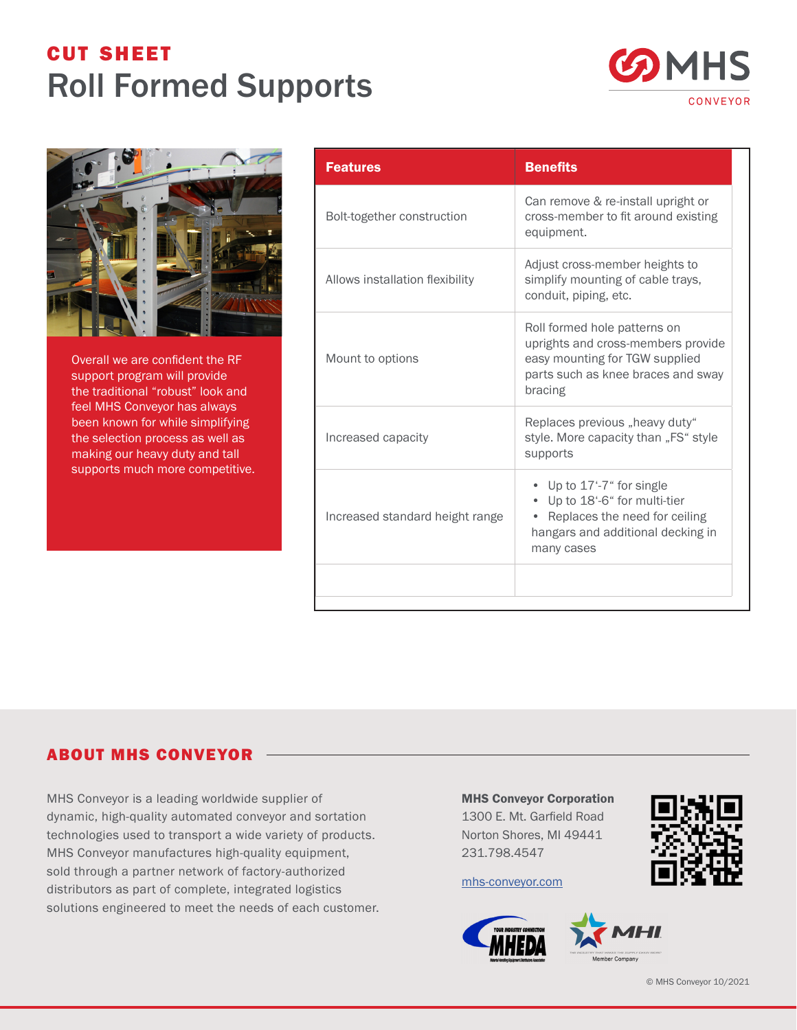# CUT SHEET
# Roll Formed Supports

Overall we are confident the RF support program will provide the traditional "robust" look and feel MHS Conveyor has always been known for while simplifying the selection process as well as making our heavy duty and tall supports much more competitive.

| Features | Benefits |
| --- | --- |
| Bolt-together construction | Can remove & re-install upright or cross-member to fit around existing equipment. |
| Allows installation flexibility | Adjust cross-member heights to simplify mounting of cable trays, conduit, piping, etc. |
| Mount to options | Roll formed hole patterns on uprights and cross-members provide easy mounting for TGW supplied parts such as knee braces and sway bracing |
| Increased capacity | Replaces previous „heavy duty" style. More capacity than „FS" style supports |
| Increased standard height range | • Up to 17'-7" for single<br>• Up to 18'-6" for multi-tier<br>• Replaces the need for ceiling hangars and additional decking in many cases |
| | |

## ABOUT MHS CONVEYOR

MHS Conveyor is a leading worldwide supplier of dynamic, high-quality automated conveyor and sortation technologies used to transport a wide variety of products. MHS Conveyor manufactures high-quality equipment, sold through a partner network of factory-authorized distributors as part of complete, integrated logistics solutions engineered to meet the needs of each customer.

**MHS Conveyor Corporation**
1300 E. Mt. Garfield Road
Norton Shores, MI 49441
231.798.4547

mhs-conveyor.com

MHEDA — Your Industry Connection

MHI — Member Company

© MHS Conveyor 10/2021